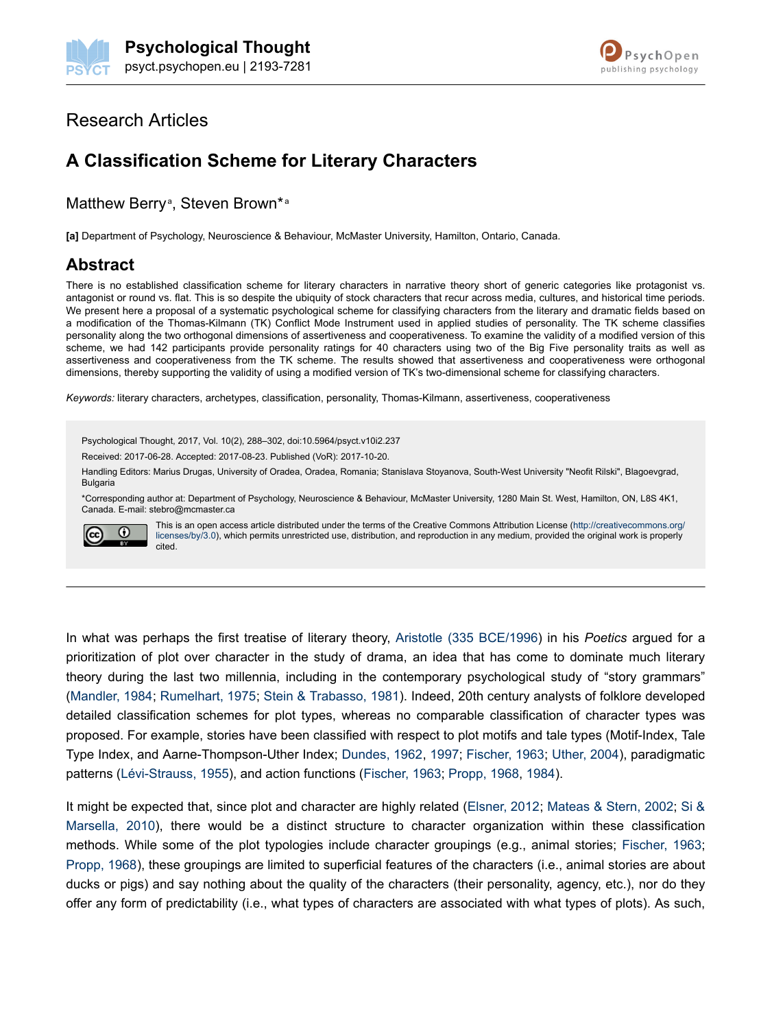Research Articles

# A Classification Scheme for Literary Characters

Matthew Berry[a], Steven Brown*[a]

**[a]** Department of Psychology, Neuroscience & Behaviour, McMaster University, Hamilton, Ontario, Canada.

## Abstract

There is no established classification scheme for literary characters in narrative theory short of generic categories like protagonist vs. antagonist or round vs. flat. This is so despite the ubiquity of stock characters that recur across media, cultures, and historical time periods. We present here a proposal of a systematic psychological scheme for classifying characters from the literary and dramatic fields based on a modification of the Thomas-Kilmann (TK) Conflict Mode Instrument used in applied studies of personality. The TK scheme classifies personality along the two orthogonal dimensions of assertiveness and cooperativeness. To examine the validity of a modified version of this scheme, we had 142 participants provide personality ratings for 40 characters using two of the Big Five personality traits as well as assertiveness and cooperativeness from the TK scheme. The results showed that assertiveness and cooperativeness were orthogonal dimensions, thereby supporting the validity of using a modified version of TK's two-dimensional scheme for classifying characters.

*Keywords:* literary characters, archetypes, classification, personality, Thomas-Kilmann, assertiveness, cooperativeness

Psychological Thought, 2017, Vol. 10(2), 288–302, doi:10.5964/psyct.v10i2.237

Received: 2017-06-28. Accepted: 2017-08-23. Published (VoR): 2017-10-20.

Handling Editors: Marius Drugas, University of Oradea, Oradea, Romania; Stanislava Stoyanova, South-West University "Neofit Rilski", Blagoevgrad, Bulgaria

*Corresponding author at: Department of Psychology, Neuroscience & Behaviour, McMaster University, 1280 Main St. West, Hamilton, ON, L8S 4K1, Canada. E-mail: stebro@mcmaster.ca

This is an open access article distributed under the terms of the Creative Commons Attribution License (http://creativecommons.org/licenses/by/3.0), which permits unrestricted use, distribution, and reproduction in any medium, provided the original work is properly cited.

---

In what was perhaps the first treatise of literary theory, Aristotle (335 BCE/1996) in his *Poetics* argued for a prioritization of plot over character in the study of drama, an idea that has come to dominate much literary theory during the last two millennia, including in the contemporary psychological study of "story grammars" (Mandler, 1984; Rumelhart, 1975; Stein & Trabasso, 1981). Indeed, 20th century analysts of folklore developed detailed classification schemes for plot types, whereas no comparable classification of character types was proposed. For example, stories have been classified with respect to plot motifs and tale types (Motif-Index, Tale Type Index, and Aarne-Thompson-Uther Index; Dundes, 1962, 1997; Fischer, 1963; Uther, 2004), paradigmatic patterns (Lévi-Strauss, 1955), and action functions (Fischer, 1963; Propp, 1968, 1984).

It might be expected that, since plot and character are highly related (Elsner, 2012; Mateas & Stern, 2002; Si & Marsella, 2010), there would be a distinct structure to character organization within these classification methods. While some of the plot typologies include character groupings (e.g., animal stories; Fischer, 1963; Propp, 1968), these groupings are limited to superficial features of the characters (i.e., animal stories are about ducks or pigs) and say nothing about the quality of the characters (their personality, agency, etc.), nor do they offer any form of predictability (i.e., what types of characters are associated with what types of plots). As such,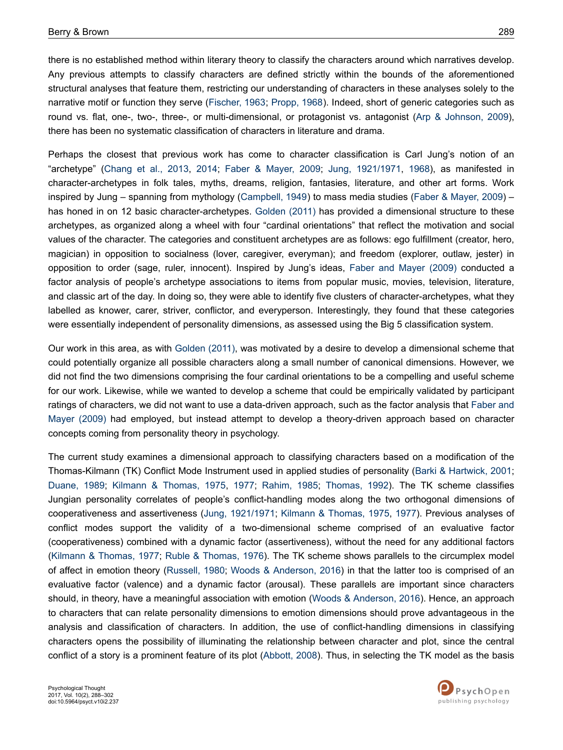there is no established method within literary theory to classify the characters around which narratives develop. Any previous attempts to classify characters are defined strictly within the bounds of the aforementioned structural analyses that feature them, restricting our understanding of characters in these analyses solely to the narrative motif or function they serve (Fischer, 1963; Propp, 1968). Indeed, short of generic categories such as round vs. flat, one-, two-, three-, or multi-dimensional, or protagonist vs. antagonist (Arp & Johnson, 2009), there has been no systematic classification of characters in literature and drama.

Perhaps the closest that previous work has come to character classification is Carl Jung's notion of an "archetype" (Chang et al., 2013, 2014; Faber & Mayer, 2009; Jung, 1921/1971, 1968), as manifested in character-archetypes in folk tales, myths, dreams, religion, fantasies, literature, and other art forms. Work inspired by Jung – spanning from mythology (Campbell, 1949) to mass media studies (Faber & Mayer, 2009) – has honed in on 12 basic character-archetypes. Golden (2011) has provided a dimensional structure to these archetypes, as organized along a wheel with four "cardinal orientations" that reflect the motivation and social values of the character. The categories and constituent archetypes are as follows: ego fulfillment (creator, hero, magician) in opposition to socialness (lover, caregiver, everyman); and freedom (explorer, outlaw, jester) in opposition to order (sage, ruler, innocent). Inspired by Jung's ideas, Faber and Mayer (2009) conducted a factor analysis of people's archetype associations to items from popular music, movies, television, literature, and classic art of the day. In doing so, they were able to identify five clusters of character-archetypes, what they labelled as knower, carer, striver, conflictor, and everyperson. Interestingly, they found that these categories were essentially independent of personality dimensions, as assessed using the Big 5 classification system.

Our work in this area, as with Golden (2011), was motivated by a desire to develop a dimensional scheme that could potentially organize all possible characters along a small number of canonical dimensions. However, we did not find the two dimensions comprising the four cardinal orientations to be a compelling and useful scheme for our work. Likewise, while we wanted to develop a scheme that could be empirically validated by participant ratings of characters, we did not want to use a data-driven approach, such as the factor analysis that Faber and Mayer (2009) had employed, but instead attempt to develop a theory-driven approach based on character concepts coming from personality theory in psychology.

The current study examines a dimensional approach to classifying characters based on a modification of the Thomas-Kilmann (TK) Conflict Mode Instrument used in applied studies of personality (Barki & Hartwick, 2001; Duane, 1989; Kilmann & Thomas, 1975, 1977; Rahim, 1985; Thomas, 1992). The TK scheme classifies Jungian personality correlates of people's conflict-handling modes along the two orthogonal dimensions of cooperativeness and assertiveness (Jung, 1921/1971; Kilmann & Thomas, 1975, 1977). Previous analyses of conflict modes support the validity of a two-dimensional scheme comprised of an evaluative factor (cooperativeness) combined with a dynamic factor (assertiveness), without the need for any additional factors (Kilmann & Thomas, 1977; Ruble & Thomas, 1976). The TK scheme shows parallels to the circumplex model of affect in emotion theory (Russell, 1980; Woods & Anderson, 2016) in that the latter too is comprised of an evaluative factor (valence) and a dynamic factor (arousal). These parallels are important since characters should, in theory, have a meaningful association with emotion (Woods & Anderson, 2016). Hence, an approach to characters that can relate personality dimensions to emotion dimensions should prove advantageous in the analysis and classification of characters. In addition, the use of conflict-handling dimensions in classifying characters opens the possibility of illuminating the relationship between character and plot, since the central conflict of a story is a prominent feature of its plot (Abbott, 2008). Thus, in selecting the TK model as the basis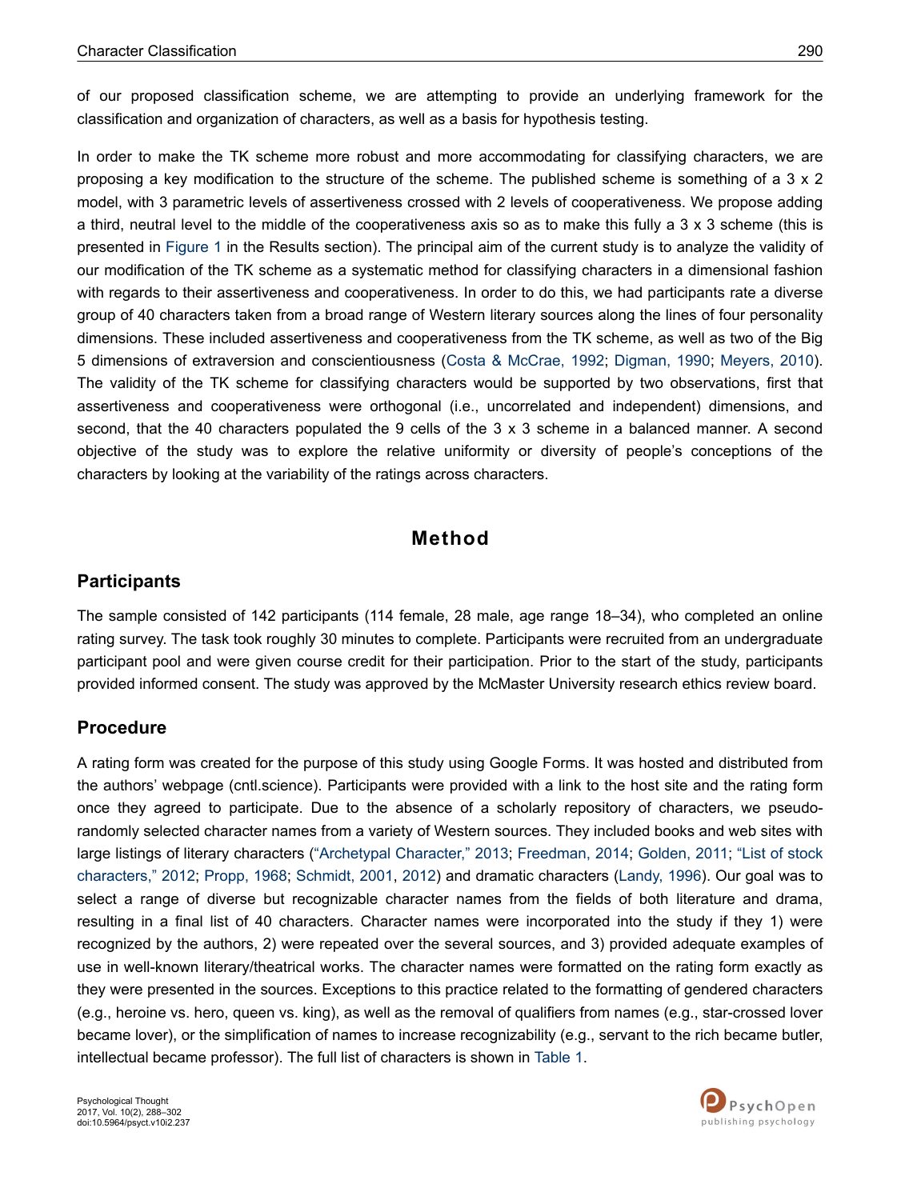of our proposed classification scheme, we are attempting to provide an underlying framework for the classification and organization of characters, as well as a basis for hypothesis testing.

In order to make the TK scheme more robust and more accommodating for classifying characters, we are proposing a key modification to the structure of the scheme. The published scheme is something of a 3 x 2 model, with 3 parametric levels of assertiveness crossed with 2 levels of cooperativeness. We propose adding a third, neutral level to the middle of the cooperativeness axis so as to make this fully a 3 x 3 scheme (this is presented in Figure 1 in the Results section). The principal aim of the current study is to analyze the validity of our modification of the TK scheme as a systematic method for classifying characters in a dimensional fashion with regards to their assertiveness and cooperativeness. In order to do this, we had participants rate a diverse group of 40 characters taken from a broad range of Western literary sources along the lines of four personality dimensions. These included assertiveness and cooperativeness from the TK scheme, as well as two of the Big 5 dimensions of extraversion and conscientiousness (Costa & McCrae, 1992; Digman, 1990; Meyers, 2010). The validity of the TK scheme for classifying characters would be supported by two observations, first that assertiveness and cooperativeness were orthogonal (i.e., uncorrelated and independent) dimensions, and second, that the 40 characters populated the 9 cells of the 3 x 3 scheme in a balanced manner. A second objective of the study was to explore the relative uniformity or diversity of people's conceptions of the characters by looking at the variability of the ratings across characters.

# Method

## Participants

The sample consisted of 142 participants (114 female, 28 male, age range 18–34), who completed an online rating survey. The task took roughly 30 minutes to complete. Participants were recruited from an undergraduate participant pool and were given course credit for their participation. Prior to the start of the study, participants provided informed consent. The study was approved by the McMaster University research ethics review board.

## Procedure

A rating form was created for the purpose of this study using Google Forms. It was hosted and distributed from the authors' webpage (cntl.science). Participants were provided with a link to the host site and the rating form once they agreed to participate. Due to the absence of a scholarly repository of characters, we pseudo-randomly selected character names from a variety of Western sources. They included books and web sites with large listings of literary characters ("Archetypal Character," 2013; Freedman, 2014; Golden, 2011; "List of stock characters," 2012; Propp, 1968; Schmidt, 2001, 2012) and dramatic characters (Landy, 1996). Our goal was to select a range of diverse but recognizable character names from the fields of both literature and drama, resulting in a final list of 40 characters. Character names were incorporated into the study if they 1) were recognized by the authors, 2) were repeated over the several sources, and 3) provided adequate examples of use in well-known literary/theatrical works. The character names were formatted on the rating form exactly as they were presented in the sources. Exceptions to this practice related to the formatting of gendered characters (e.g., heroine vs. hero, queen vs. king), as well as the removal of qualifiers from names (e.g., star-crossed lover became lover), or the simplification of names to increase recognizability (e.g., servant to the rich became butler, intellectual became professor). The full list of characters is shown in Table 1.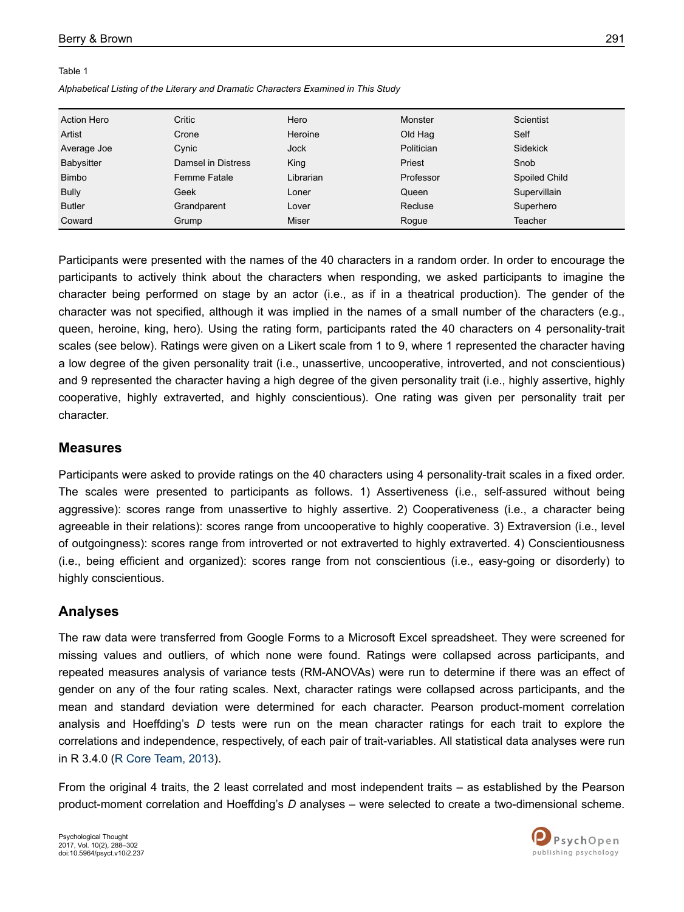Table 1

*Alphabetical Listing of the Literary and Dramatic Characters Examined in This Study*

| | | | | |
|---|---|---|---|---|
| Action Hero | Critic | Hero | Monster | Scientist |
| Artist | Crone | Heroine | Old Hag | Self |
| Average Joe | Cynic | Jock | Politician | Sidekick |
| Babysitter | Damsel in Distress | King | Priest | Snob |
| Bimbo | Femme Fatale | Librarian | Professor | Spoiled Child |
| Bully | Geek | Loner | Queen | Supervillain |
| Butler | Grandparent | Lover | Recluse | Superhero |
| Coward | Grump | Miser | Rogue | Teacher |

Participants were presented with the names of the 40 characters in a random order. In order to encourage the participants to actively think about the characters when responding, we asked participants to imagine the character being performed on stage by an actor (i.e., as if in a theatrical production). The gender of the character was not specified, although it was implied in the names of a small number of the characters (e.g., queen, heroine, king, hero). Using the rating form, participants rated the 40 characters on 4 personality-trait scales (see below). Ratings were given on a Likert scale from 1 to 9, where 1 represented the character having a low degree of the given personality trait (i.e., unassertive, uncooperative, introverted, and not conscientious) and 9 represented the character having a high degree of the given personality trait (i.e., highly assertive, highly cooperative, highly extraverted, and highly conscientious). One rating was given per personality trait per character.

## Measures

Participants were asked to provide ratings on the 40 characters using 4 personality-trait scales in a fixed order. The scales were presented to participants as follows. 1) Assertiveness (i.e., self-assured without being aggressive): scores range from unassertive to highly assertive. 2) Cooperativeness (i.e., a character being agreeable in their relations): scores range from uncooperative to highly cooperative. 3) Extraversion (i.e., level of outgoingness): scores range from introverted or not extraverted to highly extraverted. 4) Conscientiousness (i.e., being efficient and organized): scores range from not conscientious (i.e., easy-going or disorderly) to highly conscientious.

## Analyses

The raw data were transferred from Google Forms to a Microsoft Excel spreadsheet. They were screened for missing values and outliers, of which none were found. Ratings were collapsed across participants, and repeated measures analysis of variance tests (RM-ANOVAs) were run to determine if there was an effect of gender on any of the four rating scales. Next, character ratings were collapsed across participants, and the mean and standard deviation were determined for each character. Pearson product-moment correlation analysis and Hoeffding's *D* tests were run on the mean character ratings for each trait to explore the correlations and independence, respectively, of each pair of trait-variables. All statistical data analyses were run in R 3.4.0 (R Core Team, 2013).

From the original 4 traits, the 2 least correlated and most independent traits – as established by the Pearson product-moment correlation and Hoeffding's *D* analyses – were selected to create a two-dimensional scheme.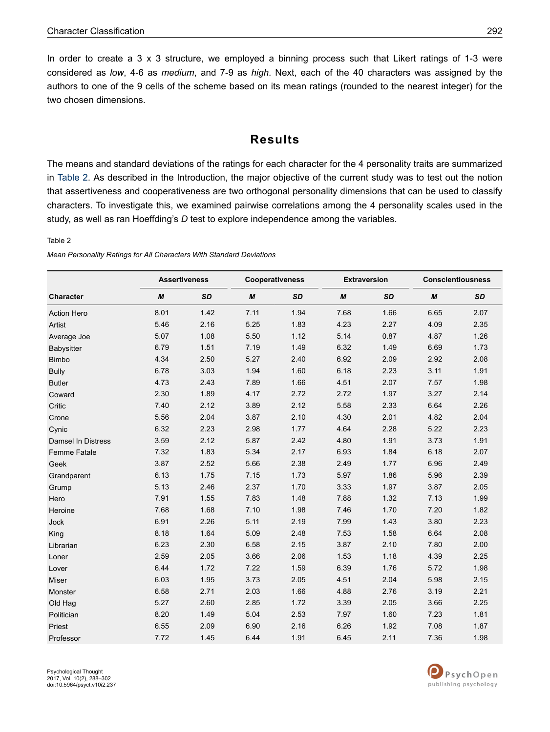In order to create a 3 x 3 structure, we employed a binning process such that Likert ratings of 1-3 were considered as *low*, 4-6 as *medium*, and 7-9 as *high*. Next, each of the 40 characters was assigned by the authors to one of the 9 cells of the scheme based on its mean ratings (rounded to the nearest integer) for the two chosen dimensions.

## Results

The means and standard deviations of the ratings for each character for the 4 personality traits are summarized in Table 2. As described in the Introduction, the major objective of the current study was to test out the notion that assertiveness and cooperativeness are two orthogonal personality dimensions that can be used to classify characters. To investigate this, we examined pairwise correlations among the 4 personality scales used in the study, as well as ran Hoeffding's *D* test to explore independence among the variables.

Table 2

*Mean Personality Ratings for All Characters With Standard Deviations*

| Character | Assertiveness | | Cooperativeness | | Extraversion | | Conscientiousness | |
|---|---|---|---|---|---|---|---|---|
| | *M* | *SD* | *M* | *SD* | *M* | *SD* | *M* | *SD* |
| Action Hero | 8.01 | 1.42 | 7.11 | 1.94 | 7.68 | 1.66 | 6.65 | 2.07 |
| Artist | 5.46 | 2.16 | 5.25 | 1.83 | 4.23 | 2.27 | 4.09 | 2.35 |
| Average Joe | 5.07 | 1.08 | 5.50 | 1.12 | 5.14 | 0.87 | 4.87 | 1.26 |
| Babysitter | 6.79 | 1.51 | 7.19 | 1.49 | 6.32 | 1.49 | 6.69 | 1.73 |
| Bimbo | 4.34 | 2.50 | 5.27 | 2.40 | 6.92 | 2.09 | 2.92 | 2.08 |
| Bully | 6.78 | 3.03 | 1.94 | 1.60 | 6.18 | 2.23 | 3.11 | 1.91 |
| Butler | 4.73 | 2.43 | 7.89 | 1.66 | 4.51 | 2.07 | 7.57 | 1.98 |
| Coward | 2.30 | 1.89 | 4.17 | 2.72 | 2.72 | 1.97 | 3.27 | 2.14 |
| Critic | 7.40 | 2.12 | 3.89 | 2.12 | 5.58 | 2.33 | 6.64 | 2.26 |
| Crone | 5.56 | 2.04 | 3.87 | 2.10 | 4.30 | 2.01 | 4.82 | 2.04 |
| Cynic | 6.32 | 2.23 | 2.98 | 1.77 | 4.64 | 2.28 | 5.22 | 2.23 |
| Damsel In Distress | 3.59 | 2.12 | 5.87 | 2.42 | 4.80 | 1.91 | 3.73 | 1.91 |
| Femme Fatale | 7.32 | 1.83 | 5.34 | 2.17 | 6.93 | 1.84 | 6.18 | 2.07 |
| Geek | 3.87 | 2.52 | 5.66 | 2.38 | 2.49 | 1.77 | 6.96 | 2.49 |
| Grandparent | 6.13 | 1.75 | 7.15 | 1.73 | 5.97 | 1.86 | 5.96 | 2.39 |
| Grump | 5.13 | 2.46 | 2.37 | 1.70 | 3.33 | 1.97 | 3.87 | 2.05 |
| Hero | 7.91 | 1.55 | 7.83 | 1.48 | 7.88 | 1.32 | 7.13 | 1.99 |
| Heroine | 7.68 | 1.68 | 7.10 | 1.98 | 7.46 | 1.70 | 7.20 | 1.82 |
| Jock | 6.91 | 2.26 | 5.11 | 2.19 | 7.99 | 1.43 | 3.80 | 2.23 |
| King | 8.18 | 1.64 | 5.09 | 2.48 | 7.53 | 1.58 | 6.64 | 2.08 |
| Librarian | 6.23 | 2.30 | 6.58 | 2.15 | 3.87 | 2.10 | 7.80 | 2.00 |
| Loner | 2.59 | 2.05 | 3.66 | 2.06 | 1.53 | 1.18 | 4.39 | 2.25 |
| Lover | 6.44 | 1.72 | 7.22 | 1.59 | 6.39 | 1.76 | 5.72 | 1.98 |
| Miser | 6.03 | 1.95 | 3.73 | 2.05 | 4.51 | 2.04 | 5.98 | 2.15 |
| Monster | 6.58 | 2.71 | 2.03 | 1.66 | 4.88 | 2.76 | 3.19 | 2.21 |
| Old Hag | 5.27 | 2.60 | 2.85 | 1.72 | 3.39 | 2.05 | 3.66 | 2.25 |
| Politician | 8.20 | 1.49 | 5.04 | 2.53 | 7.97 | 1.60 | 7.23 | 1.81 |
| Priest | 6.55 | 2.09 | 6.90 | 2.16 | 6.26 | 1.92 | 7.08 | 1.87 |
| Professor | 7.72 | 1.45 | 6.44 | 1.91 | 6.45 | 2.11 | 7.36 | 1.98 |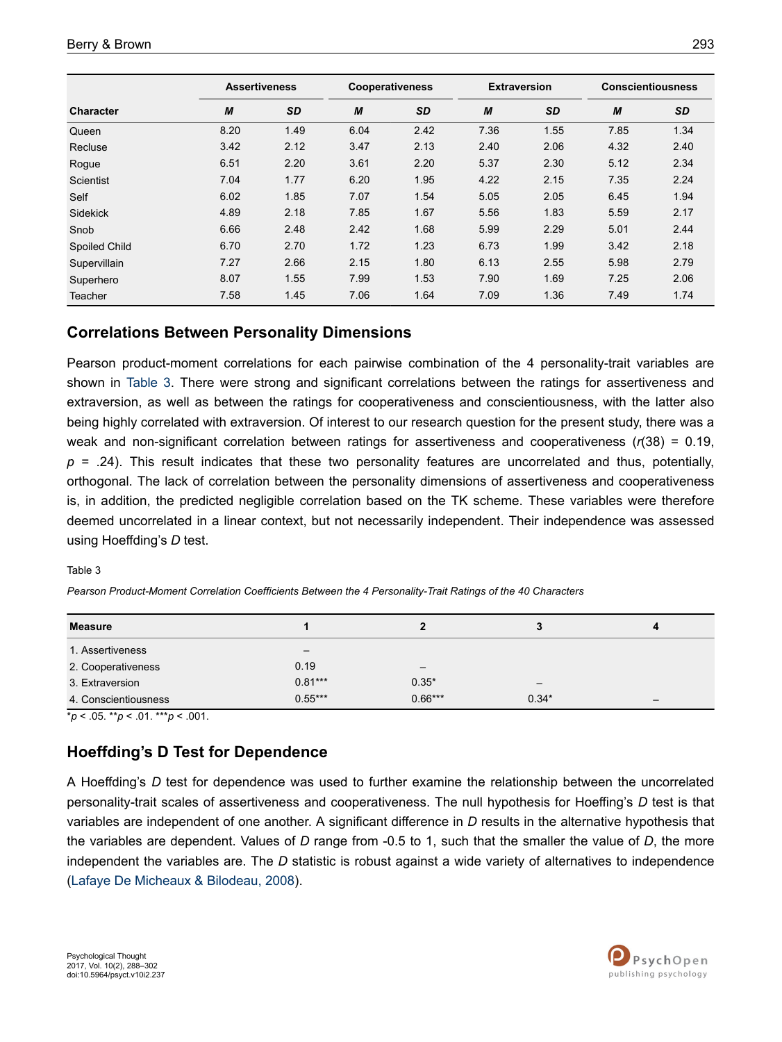| Character | Assertiveness | | Cooperativeness | | Extraversion | | Conscientiousness | |
|---|---|---|---|---|---|---|---|---|
| | *M* | *SD* | *M* | *SD* | *M* | *SD* | *M* | *SD* |
| Queen | 8.20 | 1.49 | 6.04 | 2.42 | 7.36 | 1.55 | 7.85 | 1.34 |
| Recluse | 3.42 | 2.12 | 3.47 | 2.13 | 2.40 | 2.06 | 4.32 | 2.40 |
| Rogue | 6.51 | 2.20 | 3.61 | 2.20 | 5.37 | 2.30 | 5.12 | 2.34 |
| Scientist | 7.04 | 1.77 | 6.20 | 1.95 | 4.22 | 2.15 | 7.35 | 2.24 |
| Self | 6.02 | 1.85 | 7.07 | 1.54 | 5.05 | 2.05 | 6.45 | 1.94 |
| Sidekick | 4.89 | 2.18 | 7.85 | 1.67 | 5.56 | 1.83 | 5.59 | 2.17 |
| Snob | 6.66 | 2.48 | 2.42 | 1.68 | 5.99 | 2.29 | 5.01 | 2.44 |
| Spoiled Child | 6.70 | 2.70 | 1.72 | 1.23 | 6.73 | 1.99 | 3.42 | 2.18 |
| Supervillain | 7.27 | 2.66 | 2.15 | 1.80 | 6.13 | 2.55 | 5.98 | 2.79 |
| Superhero | 8.07 | 1.55 | 7.99 | 1.53 | 7.90 | 1.69 | 7.25 | 2.06 |
| Teacher | 7.58 | 1.45 | 7.06 | 1.64 | 7.09 | 1.36 | 7.49 | 1.74 |

## Correlations Between Personality Dimensions

Pearson product-moment correlations for each pairwise combination of the 4 personality-trait variables are shown in Table 3. There were strong and significant correlations between the ratings for assertiveness and extraversion, as well as between the ratings for cooperativeness and conscientiousness, with the latter also being highly correlated with extraversion. Of interest to our research question for the present study, there was a weak and non-significant correlation between ratings for assertiveness and cooperativeness ($r(38) = 0.19$, $p = .24$). This result indicates that these two personality features are uncorrelated and thus, potentially, orthogonal. The lack of correlation between the personality dimensions of assertiveness and cooperativeness is, in addition, the predicted negligible correlation based on the TK scheme. These variables were therefore deemed uncorrelated in a linear context, but not necessarily independent. Their independence was assessed using Hoeffding's *D* test.

Table 3

*Pearson Product-Moment Correlation Coefficients Between the 4 Personality-Trait Ratings of the 40 Characters*

| Measure | 1 | 2 | 3 | 4 |
|---|---|---|---|---|
| 1. Assertiveness | – | | | |
| 2. Cooperativeness | 0.19 | – | | |
| 3. Extraversion | 0.81*** | 0.35* | – | |
| 4. Conscientiousness | 0.55*** | 0.66*** | 0.34* | – |

*$p < .05$. **$p < .01$. ***$p < .001$.

## Hoeffding's D Test for Dependence

A Hoeffding's *D* test for dependence was used to further examine the relationship between the uncorrelated personality-trait scales of assertiveness and cooperativeness. The null hypothesis for Hoeffing's *D* test is that variables are independent of one another. A significant difference in *D* results in the alternative hypothesis that the variables are dependent. Values of *D* range from -0.5 to 1, such that the smaller the value of *D*, the more independent the variables are. The *D* statistic is robust against a wide variety of alternatives to independence (Lafaye De Micheaux & Bilodeau, 2008).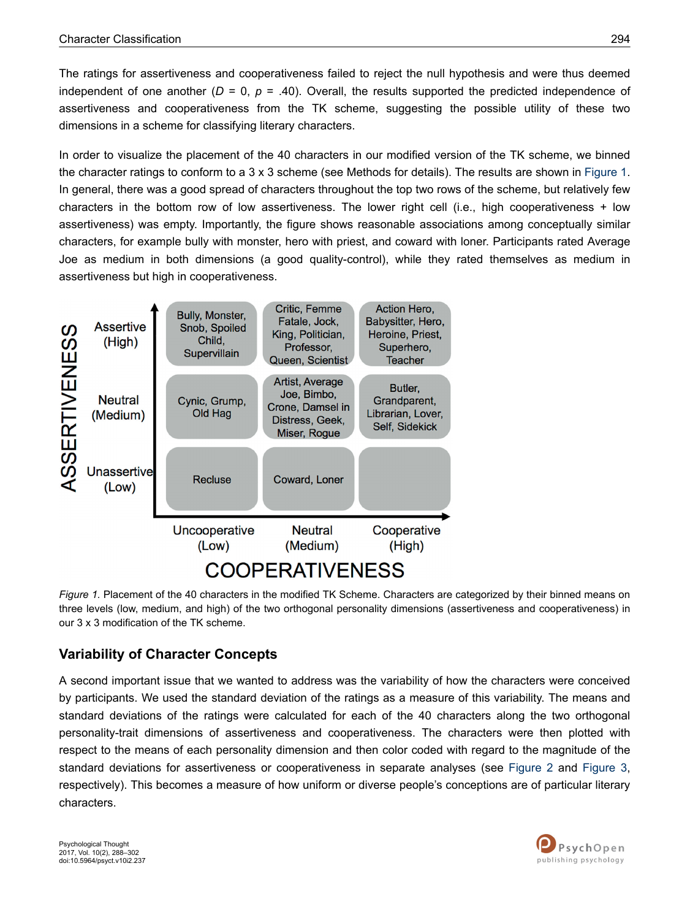The ratings for assertiveness and cooperativeness failed to reject the null hypothesis and were thus deemed independent of one another ($D$ = 0, $p$ = .40). Overall, the results supported the predicted independence of assertiveness and cooperativeness from the TK scheme, suggesting the possible utility of these two dimensions in a scheme for classifying literary characters.

In order to visualize the placement of the 40 characters in our modified version of the TK scheme, we binned the character ratings to conform to a 3 x 3 scheme (see Methods for details). The results are shown in Figure 1. In general, there was a good spread of characters throughout the top two rows of the scheme, but relatively few characters in the bottom row of low assertiveness. The lower right cell (i.e., high cooperativeness + low assertiveness) was empty. Importantly, the figure shows reasonable associations among conceptually similar characters, for example bully with monster, hero with priest, and coward with loner. Participants rated Average Joe as medium in both dimensions (a good quality-control), while they rated themselves as medium in assertiveness but high in cooperativeness.

| ASSERTIVENESS | Uncooperative (Low) | Neutral (Medium) | Cooperative (High) |
|---|---|---|---|
| Assertive (High) | Bully, Monster, Snob, Spoiled Child, Supervillain | Critic, Femme Fatale, Jock, King, Politician, Professor, Queen, Scientist | Action Hero, Babysitter, Hero, Heroine, Priest, Superhero, Teacher |
| Neutral (Medium) | Cynic, Grump, Old Hag | Artist, Average Joe, Bimbo, Crone, Damsel in Distress, Geek, Miser, Rogue | Butler, Grandparent, Librarian, Lover, Self, Sidekick |
| Unassertive (Low) | Recluse | Coward, Loner | |

COOPERATIVENESS

*Figure 1.* Placement of the 40 characters in the modified TK Scheme. Characters are categorized by their binned means on three levels (low, medium, and high) of the two orthogonal personality dimensions (assertiveness and cooperativeness) in our 3 x 3 modification of the TK scheme.

## Variability of Character Concepts

A second important issue that we wanted to address was the variability of how the characters were conceived by participants. We used the standard deviation of the ratings as a measure of this variability. The means and standard deviations of the ratings were calculated for each of the 40 characters along the two orthogonal personality-trait dimensions of assertiveness and cooperativeness. The characters were then plotted with respect to the means of each personality dimension and then color coded with regard to the magnitude of the standard deviations for assertiveness or cooperativeness in separate analyses (see Figure 2 and Figure 3, respectively). This becomes a measure of how uniform or diverse people's conceptions are of particular literary characters.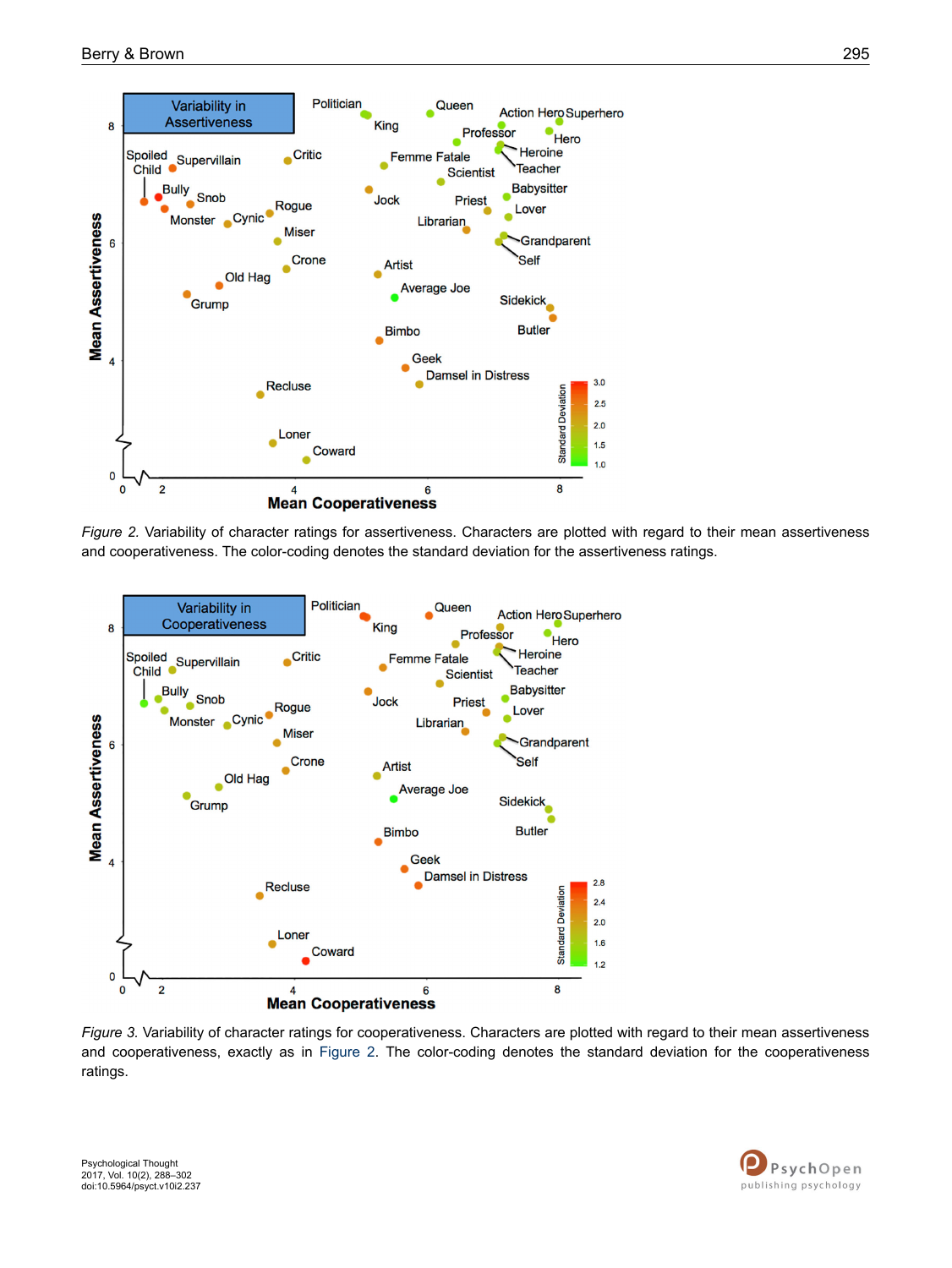*Figure 2.* Variability of character ratings for assertiveness. Characters are plotted with regard to their mean assertiveness and cooperativeness. The color-coding denotes the standard deviation for the assertiveness ratings.

*Figure 3.* Variability of character ratings for cooperativeness. Characters are plotted with regard to their mean assertiveness and cooperativeness, exactly as in Figure 2. The color-coding denotes the standard deviation for the cooperativeness ratings.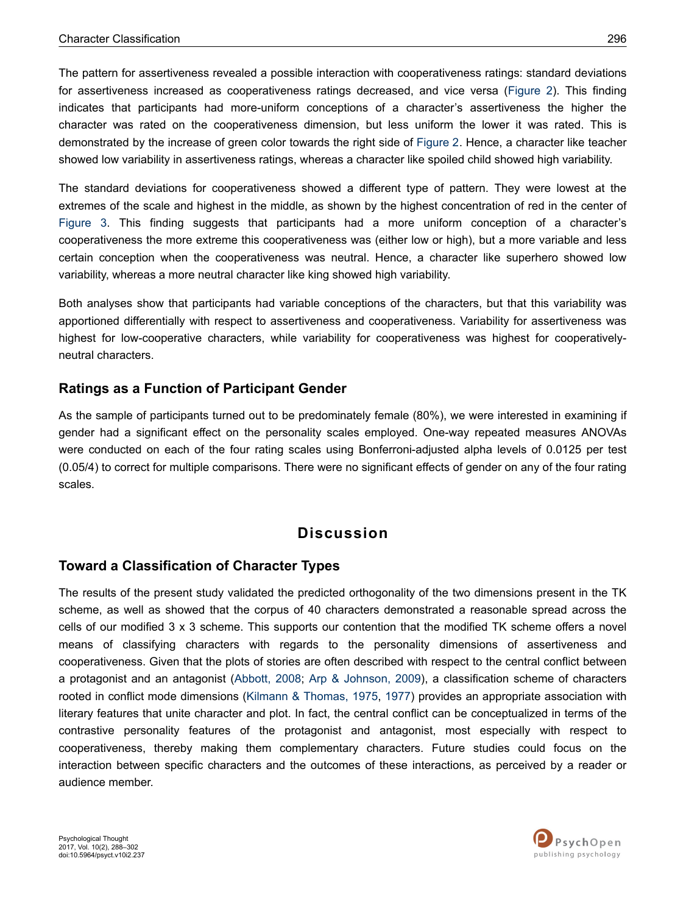The pattern for assertiveness revealed a possible interaction with cooperativeness ratings: standard deviations for assertiveness increased as cooperativeness ratings decreased, and vice versa (Figure 2). This finding indicates that participants had more-uniform conceptions of a character's assertiveness the higher the character was rated on the cooperativeness dimension, but less uniform the lower it was rated. This is demonstrated by the increase of green color towards the right side of Figure 2. Hence, a character like teacher showed low variability in assertiveness ratings, whereas a character like spoiled child showed high variability.

The standard deviations for cooperativeness showed a different type of pattern. They were lowest at the extremes of the scale and highest in the middle, as shown by the highest concentration of red in the center of Figure 3. This finding suggests that participants had a more uniform conception of a character's cooperativeness the more extreme this cooperativeness was (either low or high), but a more variable and less certain conception when the cooperativeness was neutral. Hence, a character like superhero showed low variability, whereas a more neutral character like king showed high variability.

Both analyses show that participants had variable conceptions of the characters, but that this variability was apportioned differentially with respect to assertiveness and cooperativeness. Variability for assertiveness was highest for low-cooperative characters, while variability for cooperativeness was highest for cooperatively-neutral characters.

### Ratings as a Function of Participant Gender

As the sample of participants turned out to be predominately female (80%), we were interested in examining if gender had a significant effect on the personality scales employed. One-way repeated measures ANOVAs were conducted on each of the four rating scales using Bonferroni-adjusted alpha levels of 0.0125 per test (0.05/4) to correct for multiple comparisons. There were no significant effects of gender on any of the four rating scales.

## Discussion

### Toward a Classification of Character Types

The results of the present study validated the predicted orthogonality of the two dimensions present in the TK scheme, as well as showed that the corpus of 40 characters demonstrated a reasonable spread across the cells of our modified 3 x 3 scheme. This supports our contention that the modified TK scheme offers a novel means of classifying characters with regards to the personality dimensions of assertiveness and cooperativeness. Given that the plots of stories are often described with respect to the central conflict between a protagonist and an antagonist (Abbott, 2008; Arp & Johnson, 2009), a classification scheme of characters rooted in conflict mode dimensions (Kilmann & Thomas, 1975, 1977) provides an appropriate association with literary features that unite character and plot. In fact, the central conflict can be conceptualized in terms of the contrastive personality features of the protagonist and antagonist, most especially with respect to cooperativeness, thereby making them complementary characters. Future studies could focus on the interaction between specific characters and the outcomes of these interactions, as perceived by a reader or audience member.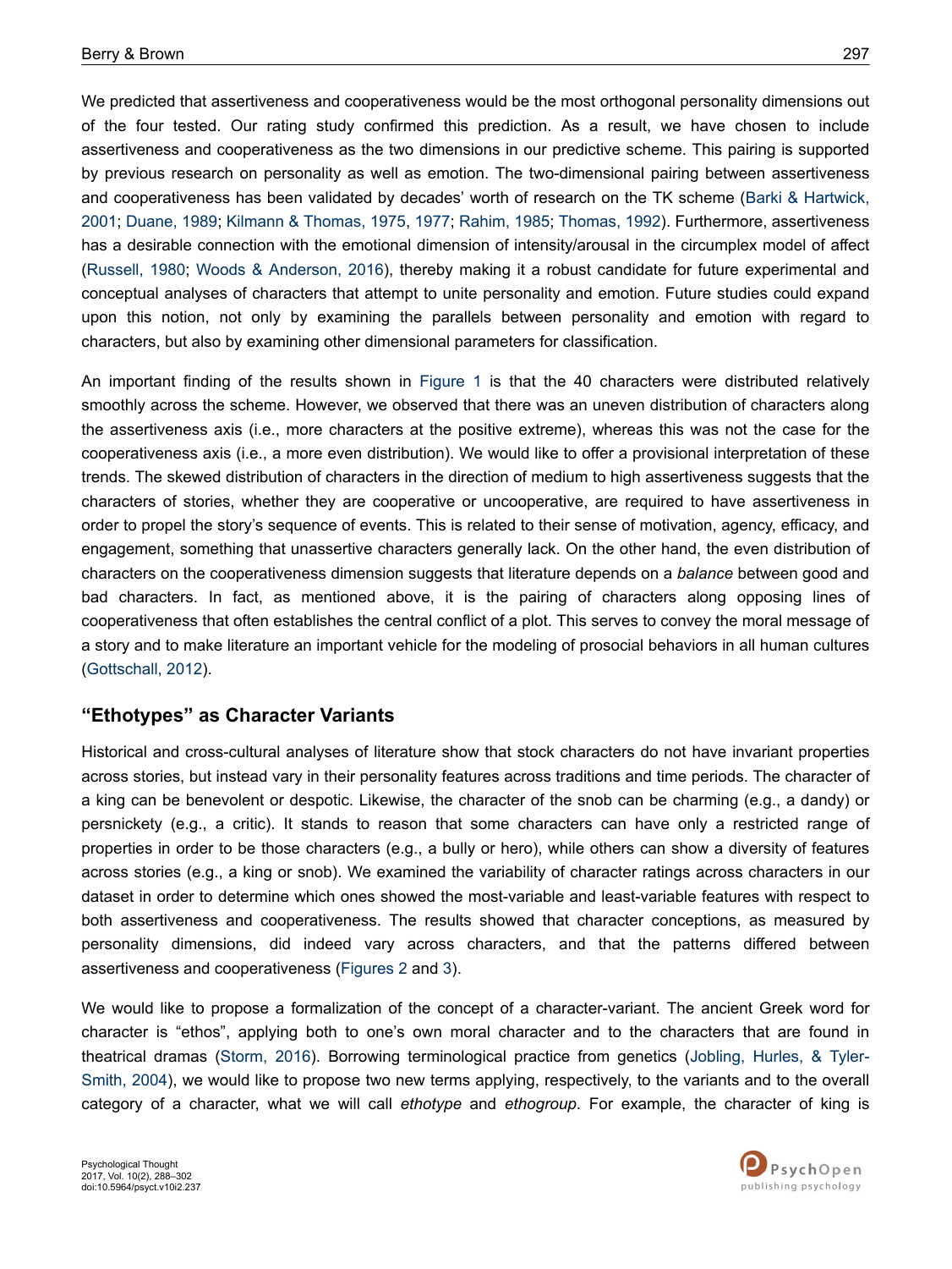We predicted that assertiveness and cooperativeness would be the most orthogonal personality dimensions out of the four tested. Our rating study confirmed this prediction. As a result, we have chosen to include assertiveness and cooperativeness as the two dimensions in our predictive scheme. This pairing is supported by previous research on personality as well as emotion. The two-dimensional pairing between assertiveness and cooperativeness has been validated by decades' worth of research on the TK scheme (Barki & Hartwick, 2001; Duane, 1989; Kilmann & Thomas, 1975, 1977; Rahim, 1985; Thomas, 1992). Furthermore, assertiveness has a desirable connection with the emotional dimension of intensity/arousal in the circumplex model of affect (Russell, 1980; Woods & Anderson, 2016), thereby making it a robust candidate for future experimental and conceptual analyses of characters that attempt to unite personality and emotion. Future studies could expand upon this notion, not only by examining the parallels between personality and emotion with regard to characters, but also by examining other dimensional parameters for classification.

An important finding of the results shown in Figure 1 is that the 40 characters were distributed relatively smoothly across the scheme. However, we observed that there was an uneven distribution of characters along the assertiveness axis (i.e., more characters at the positive extreme), whereas this was not the case for the cooperativeness axis (i.e., a more even distribution). We would like to offer a provisional interpretation of these trends. The skewed distribution of characters in the direction of medium to high assertiveness suggests that the characters of stories, whether they are cooperative or uncooperative, are required to have assertiveness in order to propel the story's sequence of events. This is related to their sense of motivation, agency, efficacy, and engagement, something that unassertive characters generally lack. On the other hand, the even distribution of characters on the cooperativeness dimension suggests that literature depends on a *balance* between good and bad characters. In fact, as mentioned above, it is the pairing of characters along opposing lines of cooperativeness that often establishes the central conflict of a plot. This serves to convey the moral message of a story and to make literature an important vehicle for the modeling of prosocial behaviors in all human cultures (Gottschall, 2012).

## "Ethotypes" as Character Variants

Historical and cross-cultural analyses of literature show that stock characters do not have invariant properties across stories, but instead vary in their personality features across traditions and time periods. The character of a king can be benevolent or despotic. Likewise, the character of the snob can be charming (e.g., a dandy) or persnickety (e.g., a critic). It stands to reason that some characters can have only a restricted range of properties in order to be those characters (e.g., a bully or hero), while others can show a diversity of features across stories (e.g., a king or snob). We examined the variability of character ratings across characters in our dataset in order to determine which ones showed the most-variable and least-variable features with respect to both assertiveness and cooperativeness. The results showed that character conceptions, as measured by personality dimensions, did indeed vary across characters, and that the patterns differed between assertiveness and cooperativeness (Figures 2 and 3).

We would like to propose a formalization of the concept of a character-variant. The ancient Greek word for character is "ethos", applying both to one's own moral character and to the characters that are found in theatrical dramas (Storm, 2016). Borrowing terminological practice from genetics (Jobling, Hurles, & Tyler-Smith, 2004), we would like to propose two new terms applying, respectively, to the variants and to the overall category of a character, what we will call *ethotype* and *ethogroup*. For example, the character of king is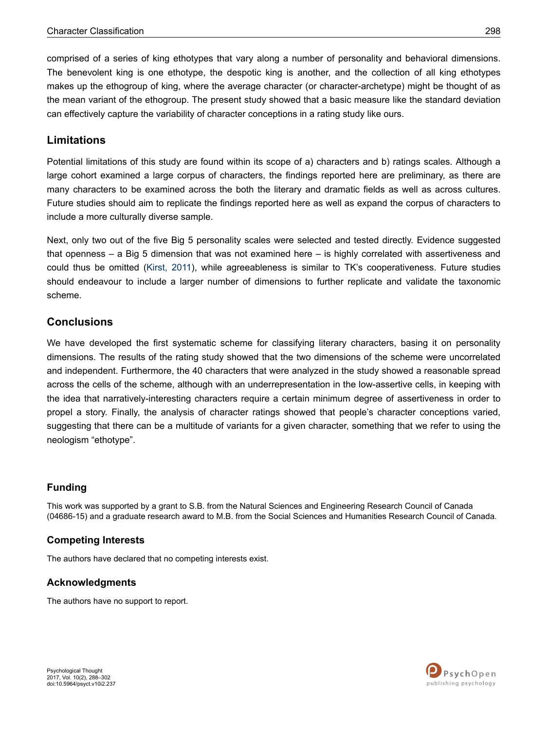comprised of a series of king ethotypes that vary along a number of personality and behavioral dimensions. The benevolent king is one ethotype, the despotic king is another, and the collection of all king ethotypes makes up the ethogroup of king, where the average character (or character-archetype) might be thought of as the mean variant of the ethogroup. The present study showed that a basic measure like the standard deviation can effectively capture the variability of character conceptions in a rating study like ours.

## Limitations

Potential limitations of this study are found within its scope of a) characters and b) ratings scales. Although a large cohort examined a large corpus of characters, the findings reported here are preliminary, as there are many characters to be examined across the both the literary and dramatic fields as well as across cultures. Future studies should aim to replicate the findings reported here as well as expand the corpus of characters to include a more culturally diverse sample.

Next, only two out of the five Big 5 personality scales were selected and tested directly. Evidence suggested that openness – a Big 5 dimension that was not examined here – is highly correlated with assertiveness and could thus be omitted (Kirst, 2011), while agreeableness is similar to TK's cooperativeness. Future studies should endeavour to include a larger number of dimensions to further replicate and validate the taxonomic scheme.

## Conclusions

We have developed the first systematic scheme for classifying literary characters, basing it on personality dimensions. The results of the rating study showed that the two dimensions of the scheme were uncorrelated and independent. Furthermore, the 40 characters that were analyzed in the study showed a reasonable spread across the cells of the scheme, although with an underrepresentation in the low-assertive cells, in keeping with the idea that narratively-interesting characters require a certain minimum degree of assertiveness in order to propel a story. Finally, the analysis of character ratings showed that people's character conceptions varied, suggesting that there can be a multitude of variants for a given character, something that we refer to using the neologism "ethotype".

### Funding

This work was supported by a grant to S.B. from the Natural Sciences and Engineering Research Council of Canada (04686-15) and a graduate research award to M.B. from the Social Sciences and Humanities Research Council of Canada.

### Competing Interests

The authors have declared that no competing interests exist.

### Acknowledgments

The authors have no support to report.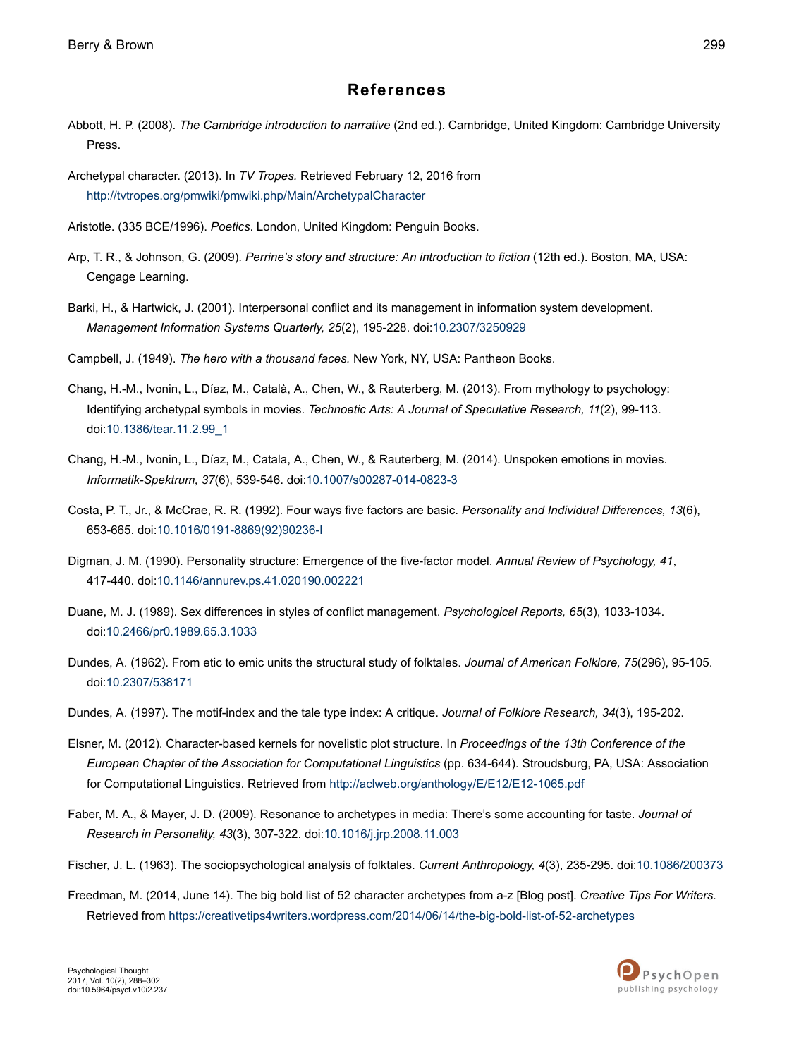## References

Abbott, H. P. (2008). *The Cambridge introduction to narrative* (2nd ed.). Cambridge, United Kingdom: Cambridge University Press.

Archetypal character. (2013). In *TV Tropes.* Retrieved February 12, 2016 from http://tvtropes.org/pmwiki/pmwiki.php/Main/ArchetypalCharacter

Aristotle. (335 BCE/1996). *Poetics*. London, United Kingdom: Penguin Books.

Arp, T. R., & Johnson, G. (2009). *Perrine's story and structure: An introduction to fiction* (12th ed.). Boston, MA, USA: Cengage Learning.

Barki, H., & Hartwick, J. (2001). Interpersonal conflict and its management in information system development. *Management Information Systems Quarterly, 25*(2), 195-228. doi:10.2307/3250929

Campbell, J. (1949). *The hero with a thousand faces.* New York, NY, USA: Pantheon Books.

Chang, H.-M., Ivonin, L., Díaz, M., Català, A., Chen, W., & Rauterberg, M. (2013). From mythology to psychology: Identifying archetypal symbols in movies. *Technoetic Arts: A Journal of Speculative Research, 11*(2), 99-113. doi:10.1386/tear.11.2.99_1

Chang, H.-M., Ivonin, L., Díaz, M., Catala, A., Chen, W., & Rauterberg, M. (2014). Unspoken emotions in movies. *Informatik-Spektrum, 37*(6), 539-546. doi:10.1007/s00287-014-0823-3

Costa, P. T., Jr., & McCrae, R. R. (1992). Four ways five factors are basic. *Personality and Individual Differences, 13*(6), 653-665. doi:10.1016/0191-8869(92)90236-I

Digman, J. M. (1990). Personality structure: Emergence of the five-factor model. *Annual Review of Psychology, 41*, 417-440. doi:10.1146/annurev.ps.41.020190.002221

Duane, M. J. (1989). Sex differences in styles of conflict management. *Psychological Reports, 65*(3), 1033-1034. doi:10.2466/pr0.1989.65.3.1033

Dundes, A. (1962). From etic to emic units the structural study of folktales. *Journal of American Folklore, 75*(296), 95-105. doi:10.2307/538171

Dundes, A. (1997). The motif-index and the tale type index: A critique. *Journal of Folklore Research, 34*(3), 195-202.

Elsner, M. (2012). Character-based kernels for novelistic plot structure. In *Proceedings of the 13th Conference of the European Chapter of the Association for Computational Linguistics* (pp. 634-644). Stroudsburg, PA, USA: Association for Computational Linguistics. Retrieved from http://aclweb.org/anthology/E/E12/E12-1065.pdf

Faber, M. A., & Mayer, J. D. (2009). Resonance to archetypes in media: There's some accounting for taste. *Journal of Research in Personality, 43*(3), 307-322. doi:10.1016/j.jrp.2008.11.003

Fischer, J. L. (1963). The sociopsychological analysis of folktales. *Current Anthropology, 4*(3), 235-295. doi:10.1086/200373

Freedman, M. (2014, June 14). The big bold list of 52 character archetypes from a-z [Blog post]. *Creative Tips For Writers.* Retrieved from https://creativetips4writers.wordpress.com/2014/06/14/the-big-bold-list-of-52-archetypes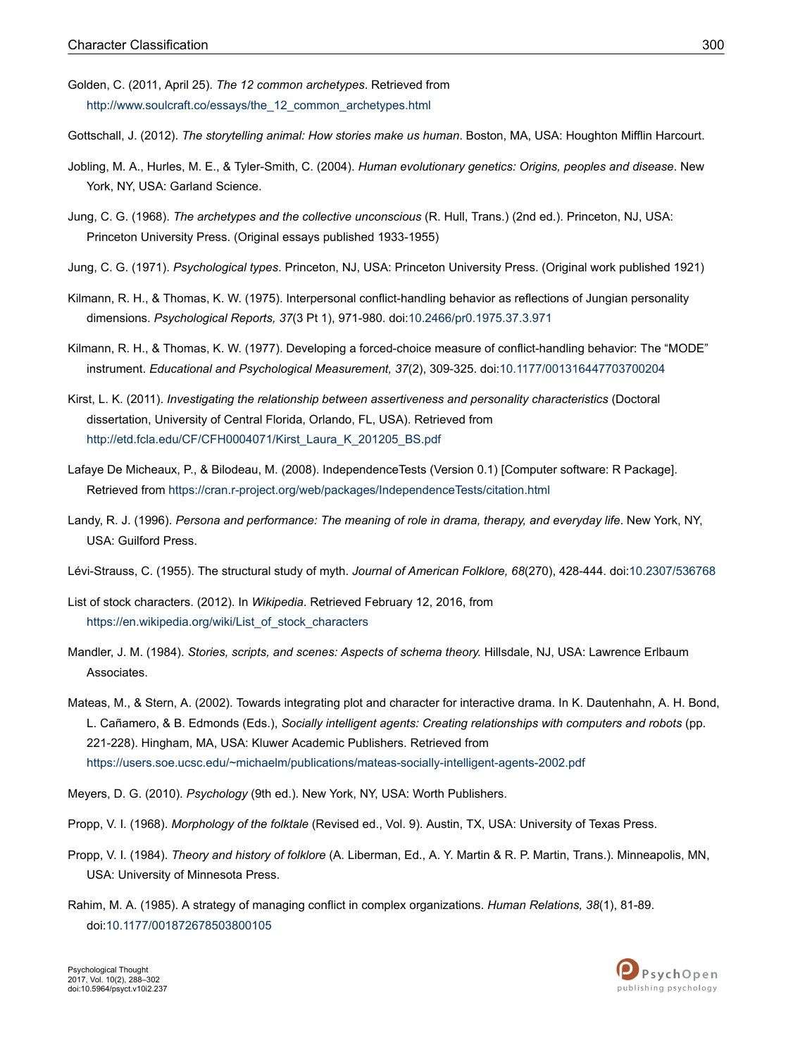Golden, C. (2011, April 25). *The 12 common archetypes*. Retrieved from http://www.soulcraft.co/essays/the_12_common_archetypes.html

Gottschall, J. (2012). *The storytelling animal: How stories make us human*. Boston, MA, USA: Houghton Mifflin Harcourt.

Jobling, M. A., Hurles, M. E., & Tyler-Smith, C. (2004). *Human evolutionary genetics: Origins, peoples and disease*. New York, NY, USA: Garland Science.

Jung, C. G. (1968). *The archetypes and the collective unconscious* (R. Hull, Trans.) (2nd ed.). Princeton, NJ, USA: Princeton University Press. (Original essays published 1933-1955)

Jung, C. G. (1971). *Psychological types*. Princeton, NJ, USA: Princeton University Press. (Original work published 1921)

Kilmann, R. H., & Thomas, K. W. (1975). Interpersonal conflict-handling behavior as reflections of Jungian personality dimensions. *Psychological Reports, 37*(3 Pt 1), 971-980. doi:10.2466/pr0.1975.37.3.971

Kilmann, R. H., & Thomas, K. W. (1977). Developing a forced-choice measure of conflict-handling behavior: The "MODE" instrument. *Educational and Psychological Measurement, 37*(2), 309-325. doi:10.1177/001316447703700204

Kirst, L. K. (2011). *Investigating the relationship between assertiveness and personality characteristics* (Doctoral dissertation, University of Central Florida, Orlando, FL, USA). Retrieved from http://etd.fcla.edu/CF/CFH0004071/Kirst_Laura_K_201205_BS.pdf

Lafaye De Micheaux, P., & Bilodeau, M. (2008). IndependenceTests (Version 0.1) [Computer software: R Package]. Retrieved from https://cran.r-project.org/web/packages/IndependenceTests/citation.html

Landy, R. J. (1996). *Persona and performance: The meaning of role in drama, therapy, and everyday life*. New York, NY, USA: Guilford Press.

Lévi-Strauss, C. (1955). The structural study of myth. *Journal of American Folklore, 68*(270), 428-444. doi:10.2307/536768

List of stock characters. (2012). In *Wikipedia*. Retrieved February 12, 2016, from https://en.wikipedia.org/wiki/List_of_stock_characters

Mandler, J. M. (1984). *Stories, scripts, and scenes: Aspects of schema theory.* Hillsdale, NJ, USA: Lawrence Erlbaum Associates.

Mateas, M., & Stern, A. (2002). Towards integrating plot and character for interactive drama. In K. Dautenhahn, A. H. Bond, L. Cañamero, & B. Edmonds (Eds.), *Socially intelligent agents: Creating relationships with computers and robots* (pp. 221-228). Hingham, MA, USA: Kluwer Academic Publishers. Retrieved from https://users.soe.ucsc.edu/~michaelm/publications/mateas-socially-intelligent-agents-2002.pdf

Meyers, D. G. (2010). *Psychology* (9th ed.). New York, NY, USA: Worth Publishers.

Propp, V. I. (1968). *Morphology of the folktale* (Revised ed., Vol. 9). Austin, TX, USA: University of Texas Press.

Propp, V. I. (1984). *Theory and history of folklore* (A. Liberman, Ed., A. Y. Martin & R. P. Martin, Trans.). Minneapolis, MN, USA: University of Minnesota Press.

Rahim, M. A. (1985). A strategy of managing conflict in complex organizations. *Human Relations, 38*(1), 81-89. doi:10.1177/001872678503800105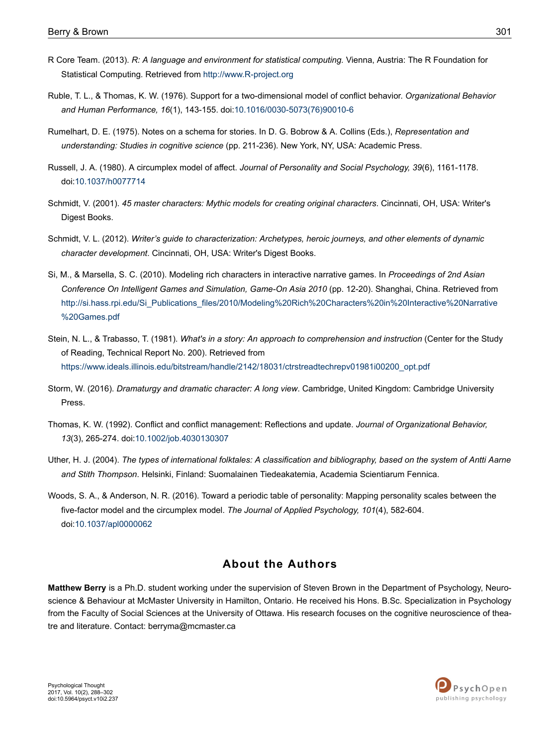R Core Team. (2013). *R: A language and environment for statistical computing.* Vienna, Austria: The R Foundation for Statistical Computing. Retrieved from http://www.R-project.org

Ruble, T. L., & Thomas, K. W. (1976). Support for a two-dimensional model of conflict behavior. *Organizational Behavior and Human Performance, 16*(1), 143-155. doi:10.1016/0030-5073(76)90010-6

Rumelhart, D. E. (1975). Notes on a schema for stories. In D. G. Bobrow & A. Collins (Eds.), *Representation and understanding: Studies in cognitive science* (pp. 211-236). New York, NY, USA: Academic Press.

Russell, J. A. (1980). A circumplex model of affect. *Journal of Personality and Social Psychology, 39*(6), 1161-1178. doi:10.1037/h0077714

Schmidt, V. (2001). *45 master characters: Mythic models for creating original characters*. Cincinnati, OH, USA: Writer's Digest Books.

Schmidt, V. L. (2012). *Writer's guide to characterization: Archetypes, heroic journeys, and other elements of dynamic character development*. Cincinnati, OH, USA: Writer's Digest Books.

Si, M., & Marsella, S. C. (2010). Modeling rich characters in interactive narrative games. In *Proceedings of 2nd Asian Conference On Intelligent Games and Simulation, Game-On Asia 2010* (pp. 12-20). Shanghai, China. Retrieved from http://si.hass.rpi.edu/Si_Publications_files/2010/Modeling%20Rich%20Characters%20in%20Interactive%20Narrative%20Games.pdf

Stein, N. L., & Trabasso, T. (1981). *What's in a story: An approach to comprehension and instruction* (Center for the Study of Reading, Technical Report No. 200). Retrieved from https://www.ideals.illinois.edu/bitstream/handle/2142/18031/ctrstreadtechrepv01981i00200_opt.pdf

Storm, W. (2016). *Dramaturgy and dramatic character: A long view*. Cambridge, United Kingdom: Cambridge University Press.

Thomas, K. W. (1992). Conflict and conflict management: Reflections and update. *Journal of Organizational Behavior, 13*(3), 265-274. doi:10.1002/job.4030130307

Uther, H. J. (2004). *The types of international folktales: A classification and bibliography, based on the system of Antti Aarne and Stith Thompson*. Helsinki, Finland: Suomalainen Tiedeakatemia, Academia Scientiarum Fennica.

Woods, S. A., & Anderson, N. R. (2016). Toward a periodic table of personality: Mapping personality scales between the five-factor model and the circumplex model. *The Journal of Applied Psychology, 101*(4), 582-604. doi:10.1037/apl0000062

## About the Authors

**Matthew Berry** is a Ph.D. student working under the supervision of Steven Brown in the Department of Psychology, Neuroscience & Behaviour at McMaster University in Hamilton, Ontario. He received his Hons. B.Sc. Specialization in Psychology from the Faculty of Social Sciences at the University of Ottawa. His research focuses on the cognitive neuroscience of theatre and literature. Contact: berryma@mcmaster.ca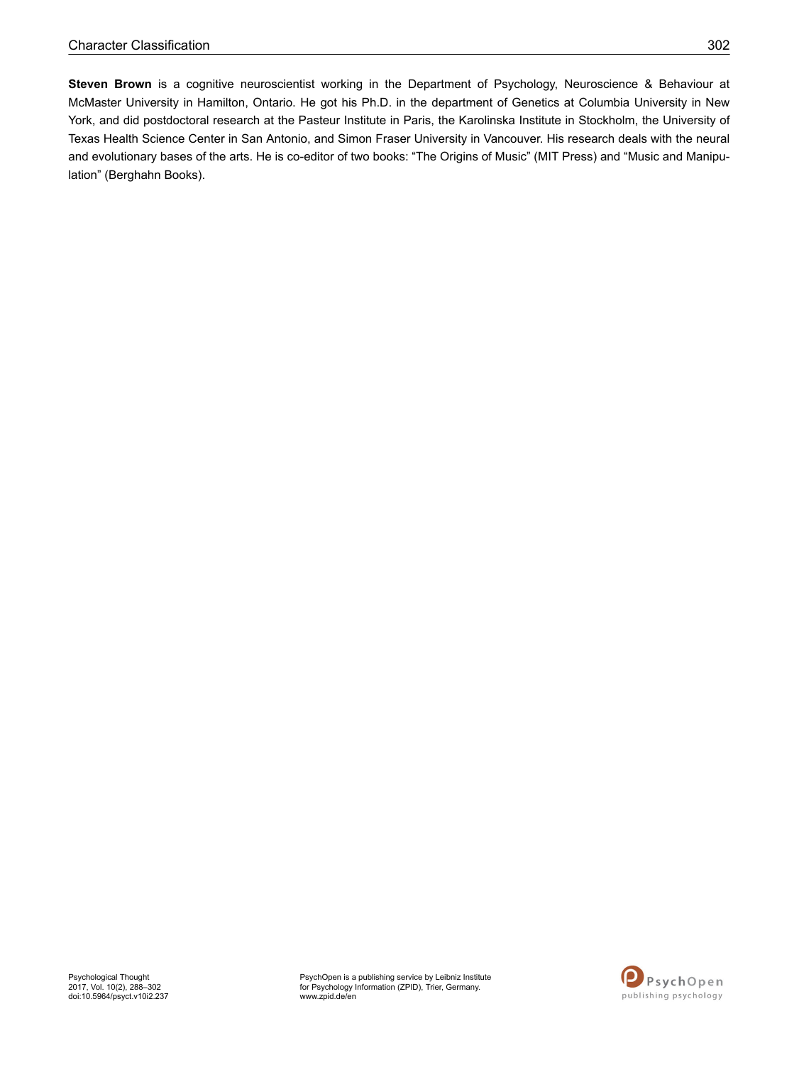**Steven Brown** is a cognitive neuroscientist working in the Department of Psychology, Neuroscience & Behaviour at McMaster University in Hamilton, Ontario. He got his Ph.D. in the department of Genetics at Columbia University in New York, and did postdoctoral research at the Pasteur Institute in Paris, the Karolinska Institute in Stockholm, the University of Texas Health Science Center in San Antonio, and Simon Fraser University in Vancouver. His research deals with the neural and evolutionary bases of the arts. He is co-editor of two books: "The Origins of Music" (MIT Press) and "Music and Manipulation" (Berghahn Books).